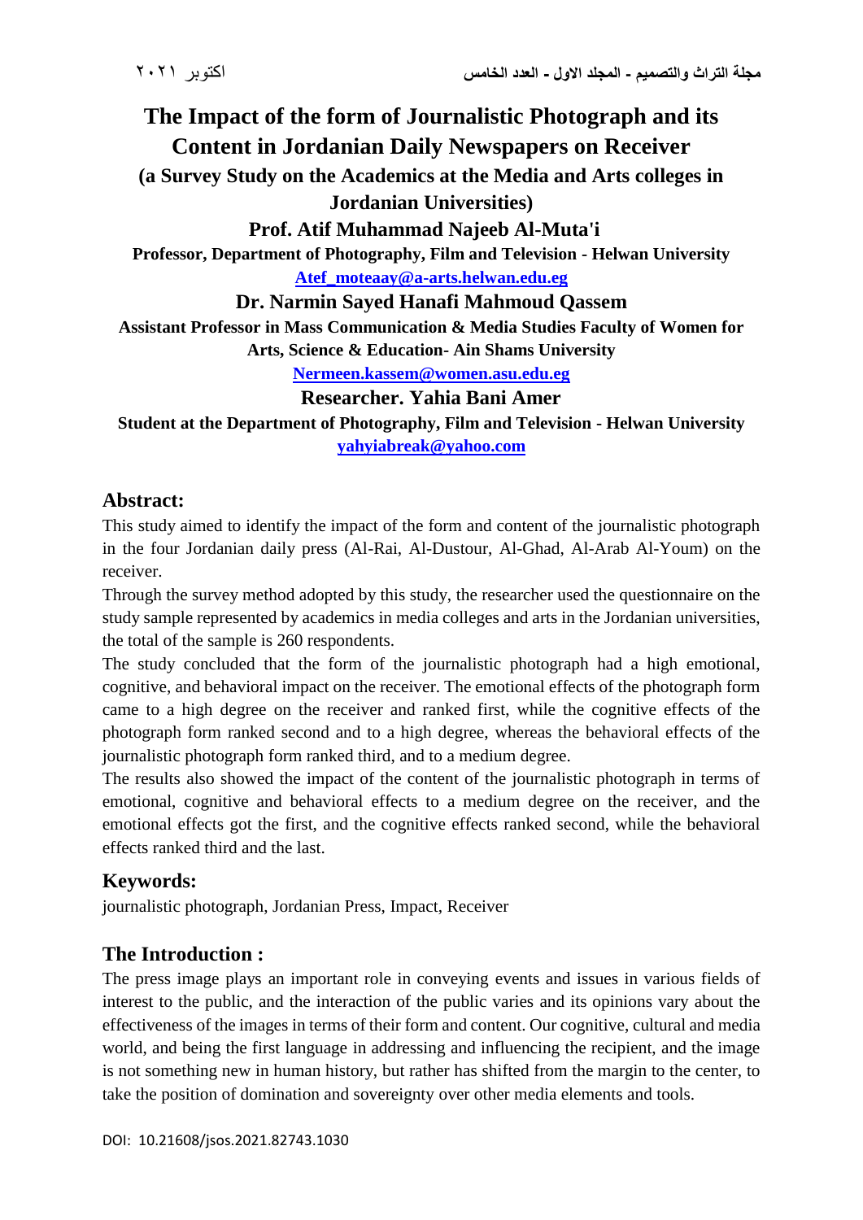# The Impact of the form of Journalistic Photograph and its Content in Jordanian Daily Newspapers on Receiver

## (a Survey Study on the Academics at the Media and Arts colleges in Jordanian Universities)

**Prof. Atif Muhammad Najeeb Al-Muta'i**

**Professor, Department of Photography, Film and Television - Helwan University**

**Atef_moteaay@a-arts.helwan.edu.eg**

**Dr. Narmin Sayed Hanafi Mahmoud Qassem**

**Assistant Professor in Mass Communication & Media Studies Faculty of Women for Arts, Science & Education- Ain Shams University**

**Nermeen.kassem@women.asu.edu.eg**

**Researcher. Yahia Bani Amer**

**Student at the Department of Photography, Film and Television - Helwan University**

**yahyiabreak@yahoo.com**

## Abstract:

This study aimed to identify the impact of the form and content of the journalistic photograph in the four Jordanian daily press (Al-Rai, Al-Dustour, Al-Ghad, Al-Arab Al-Youm) on the receiver.

Through the survey method adopted by this study, the researcher used the questionnaire on the study sample represented by academics in media colleges and arts in the Jordanian universities, the total of the sample is 260 respondents.

The study concluded that the form of the journalistic photograph had a high emotional, cognitive, and behavioral impact on the receiver. The emotional effects of the photograph form came to a high degree on the receiver and ranked first, while the cognitive effects of the photograph form ranked second and to a high degree, whereas the behavioral effects of the journalistic photograph form ranked third, and to a medium degree.

The results also showed the impact of the content of the journalistic photograph in terms of emotional, cognitive and behavioral effects to a medium degree on the receiver, and the emotional effects got the first, and the cognitive effects ranked second, while the behavioral effects ranked third and the last.

## Keywords:

journalistic photograph, Jordanian Press, Impact, Receiver

## The Introduction :

The press image plays an important role in conveying events and issues in various fields of interest to the public, and the interaction of the public varies and its opinions vary about the effectiveness of the images in terms of their form and content. Our cognitive, cultural and media world, and being the first language in addressing and influencing the recipient, and the image is not something new in human history, but rather has shifted from the margin to the center, to take the position of domination and sovereignty over other media elements and tools.

DOI: 10.21608/jsos.2021.82743.1030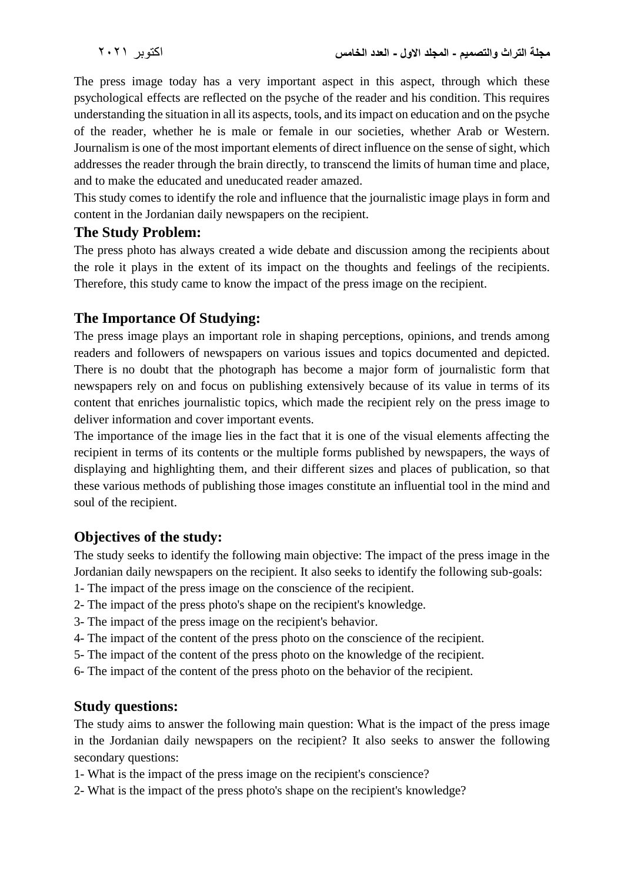The press image today has a very important aspect in this aspect, through which these psychological effects are reflected on the psyche of the reader and his condition. This requires understanding the situation in all its aspects, tools, and its impact on education and on the psyche of the reader, whether he is male or female in our societies, whether Arab or Western. Journalism is one of the most important elements of direct influence on the sense of sight, which addresses the reader through the brain directly, to transcend the limits of human time and place, and to make the educated and uneducated reader amazed.

This study comes to identify the role and influence that the journalistic image plays in form and content in the Jordanian daily newspapers on the recipient.

## The Study Problem:

The press photo has always created a wide debate and discussion among the recipients about the role it plays in the extent of its impact on the thoughts and feelings of the recipients. Therefore, this study came to know the impact of the press image on the recipient.

## The Importance Of Studying:

The press image plays an important role in shaping perceptions, opinions, and trends among readers and followers of newspapers on various issues and topics documented and depicted. There is no doubt that the photograph has become a major form of journalistic form that newspapers rely on and focus on publishing extensively because of its value in terms of its content that enriches journalistic topics, which made the recipient rely on the press image to deliver information and cover important events.

The importance of the image lies in the fact that it is one of the visual elements affecting the recipient in terms of its contents or the multiple forms published by newspapers, the ways of displaying and highlighting them, and their different sizes and places of publication, so that these various methods of publishing those images constitute an influential tool in the mind and soul of the recipient.

## Objectives of the study:

The study seeks to identify the following main objective: The impact of the press image in the Jordanian daily newspapers on the recipient. It also seeks to identify the following sub-goals:

1- The impact of the press image on the conscience of the recipient.

2- The impact of the press photo's shape on the recipient's knowledge.

3- The impact of the press image on the recipient's behavior.

4- The impact of the content of the press photo on the conscience of the recipient.

5- The impact of the content of the press photo on the knowledge of the recipient.

6- The impact of the content of the press photo on the behavior of the recipient.

## Study questions:

The study aims to answer the following main question: What is the impact of the press image in the Jordanian daily newspapers on the recipient? It also seeks to answer the following secondary questions:

1- What is the impact of the press image on the recipient's conscience?

2- What is the impact of the press photo's shape on the recipient's knowledge?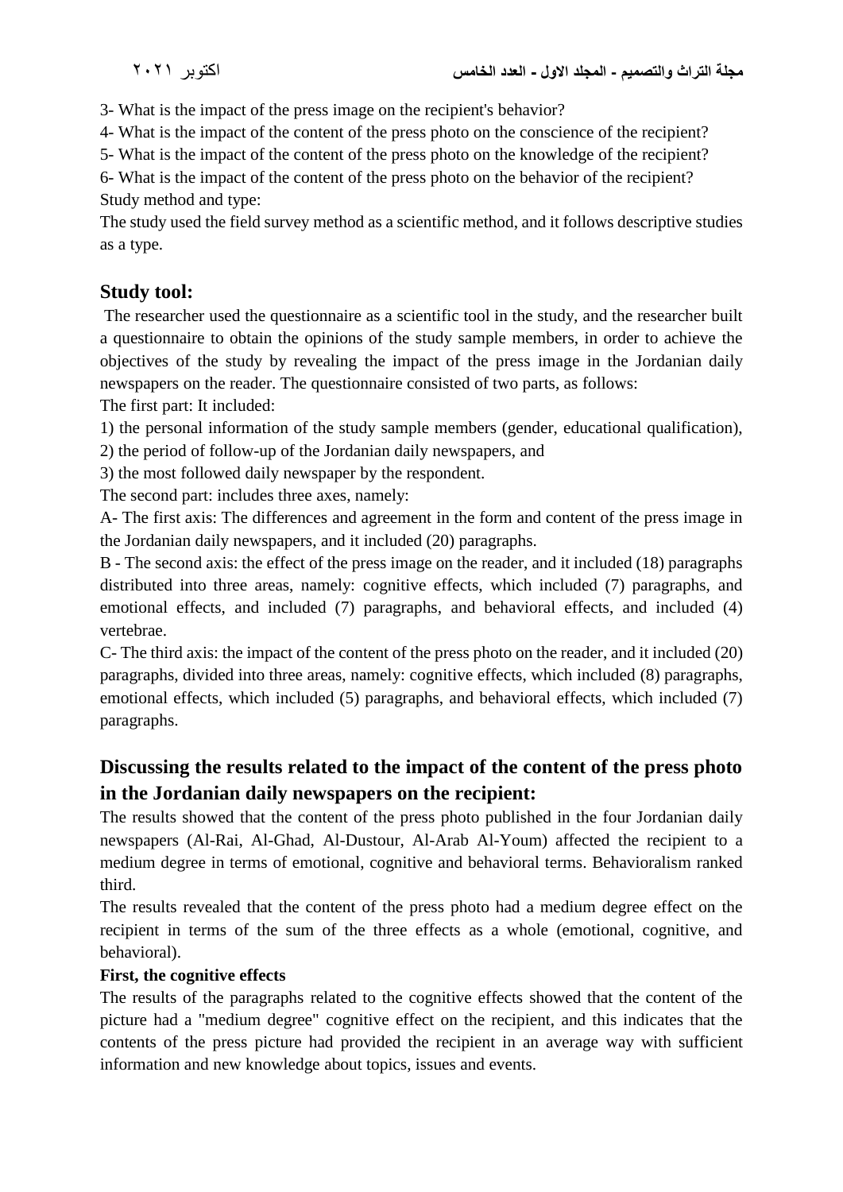3- What is the impact of the press image on the recipient's behavior?

4- What is the impact of the content of the press photo on the conscience of the recipient?

5- What is the impact of the content of the press photo on the knowledge of the recipient?

6- What is the impact of the content of the press photo on the behavior of the recipient?

Study method and type:

The study used the field survey method as a scientific method, and it follows descriptive studies as a type.

## Study tool:

The researcher used the questionnaire as a scientific tool in the study, and the researcher built a questionnaire to obtain the opinions of the study sample members, in order to achieve the objectives of the study by revealing the impact of the press image in the Jordanian daily newspapers on the reader. The questionnaire consisted of two parts, as follows:

The first part: It included:

1) the personal information of the study sample members (gender, educational qualification),

2) the period of follow-up of the Jordanian daily newspapers, and

3) the most followed daily newspaper by the respondent.

The second part: includes three axes, namely:

A- The first axis: The differences and agreement in the form and content of the press image in the Jordanian daily newspapers, and it included (20) paragraphs.

B - The second axis: the effect of the press image on the reader, and it included (18) paragraphs distributed into three areas, namely: cognitive effects, which included (7) paragraphs, and emotional effects, and included (7) paragraphs, and behavioral effects, and included (4) vertebrae.

C- The third axis: the impact of the content of the press photo on the reader, and it included (20) paragraphs, divided into three areas, namely: cognitive effects, which included (8) paragraphs, emotional effects, which included (5) paragraphs, and behavioral effects, which included (7) paragraphs.

## Discussing the results related to the impact of the content of the press photo in the Jordanian daily newspapers on the recipient:

The results showed that the content of the press photo published in the four Jordanian daily newspapers (Al-Rai, Al-Ghad, Al-Dustour, Al-Arab Al-Youm) affected the recipient to a medium degree in terms of emotional, cognitive and behavioral terms. Behavioralism ranked third.

The results revealed that the content of the press photo had a medium degree effect on the recipient in terms of the sum of the three effects as a whole (emotional, cognitive, and behavioral).

**First, the cognitive effects**

The results of the paragraphs related to the cognitive effects showed that the content of the picture had a "medium degree" cognitive effect on the recipient, and this indicates that the contents of the press picture had provided the recipient in an average way with sufficient information and new knowledge about topics, issues and events.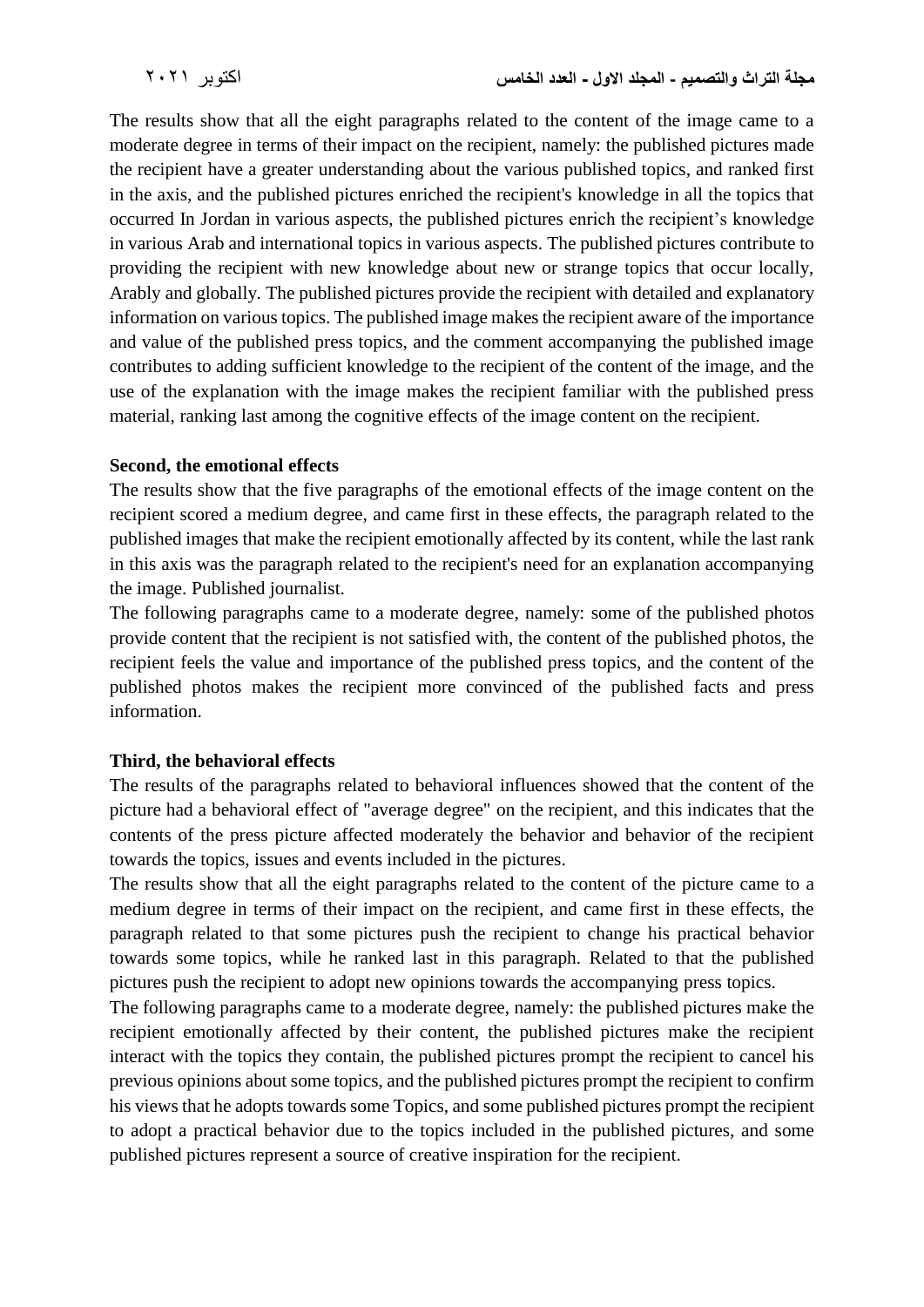The results show that all the eight paragraphs related to the content of the image came to a moderate degree in terms of their impact on the recipient, namely: the published pictures made the recipient have a greater understanding about the various published topics, and ranked first in the axis, and the published pictures enriched the recipient's knowledge in all the topics that occurred In Jordan in various aspects, the published pictures enrich the recipient's knowledge in various Arab and international topics in various aspects. The published pictures contribute to providing the recipient with new knowledge about new or strange topics that occur locally, Arably and globally. The published pictures provide the recipient with detailed and explanatory information on various topics. The published image makes the recipient aware of the importance and value of the published press topics, and the comment accompanying the published image contributes to adding sufficient knowledge to the recipient of the content of the image, and the use of the explanation with the image makes the recipient familiar with the published press material, ranking last among the cognitive effects of the image content on the recipient.

**Second, the emotional effects**

The results show that the five paragraphs of the emotional effects of the image content on the recipient scored a medium degree, and came first in these effects, the paragraph related to the published images that make the recipient emotionally affected by its content, while the last rank in this axis was the paragraph related to the recipient's need for an explanation accompanying the image. Published journalist.

The following paragraphs came to a moderate degree, namely: some of the published photos provide content that the recipient is not satisfied with, the content of the published photos, the recipient feels the value and importance of the published press topics, and the content of the published photos makes the recipient more convinced of the published facts and press information.

**Third, the behavioral effects**

The results of the paragraphs related to behavioral influences showed that the content of the picture had a behavioral effect of "average degree" on the recipient, and this indicates that the contents of the press picture affected moderately the behavior and behavior of the recipient towards the topics, issues and events included in the pictures.

The results show that all the eight paragraphs related to the content of the picture came to a medium degree in terms of their impact on the recipient, and came first in these effects, the paragraph related to that some pictures push the recipient to change his practical behavior towards some topics, while he ranked last in this paragraph. Related to that the published pictures push the recipient to adopt new opinions towards the accompanying press topics.

The following paragraphs came to a moderate degree, namely: the published pictures make the recipient emotionally affected by their content, the published pictures make the recipient interact with the topics they contain, the published pictures prompt the recipient to cancel his previous opinions about some topics, and the published pictures prompt the recipient to confirm his views that he adopts towards some Topics, and some published pictures prompt the recipient to adopt a practical behavior due to the topics included in the published pictures, and some published pictures represent a source of creative inspiration for the recipient.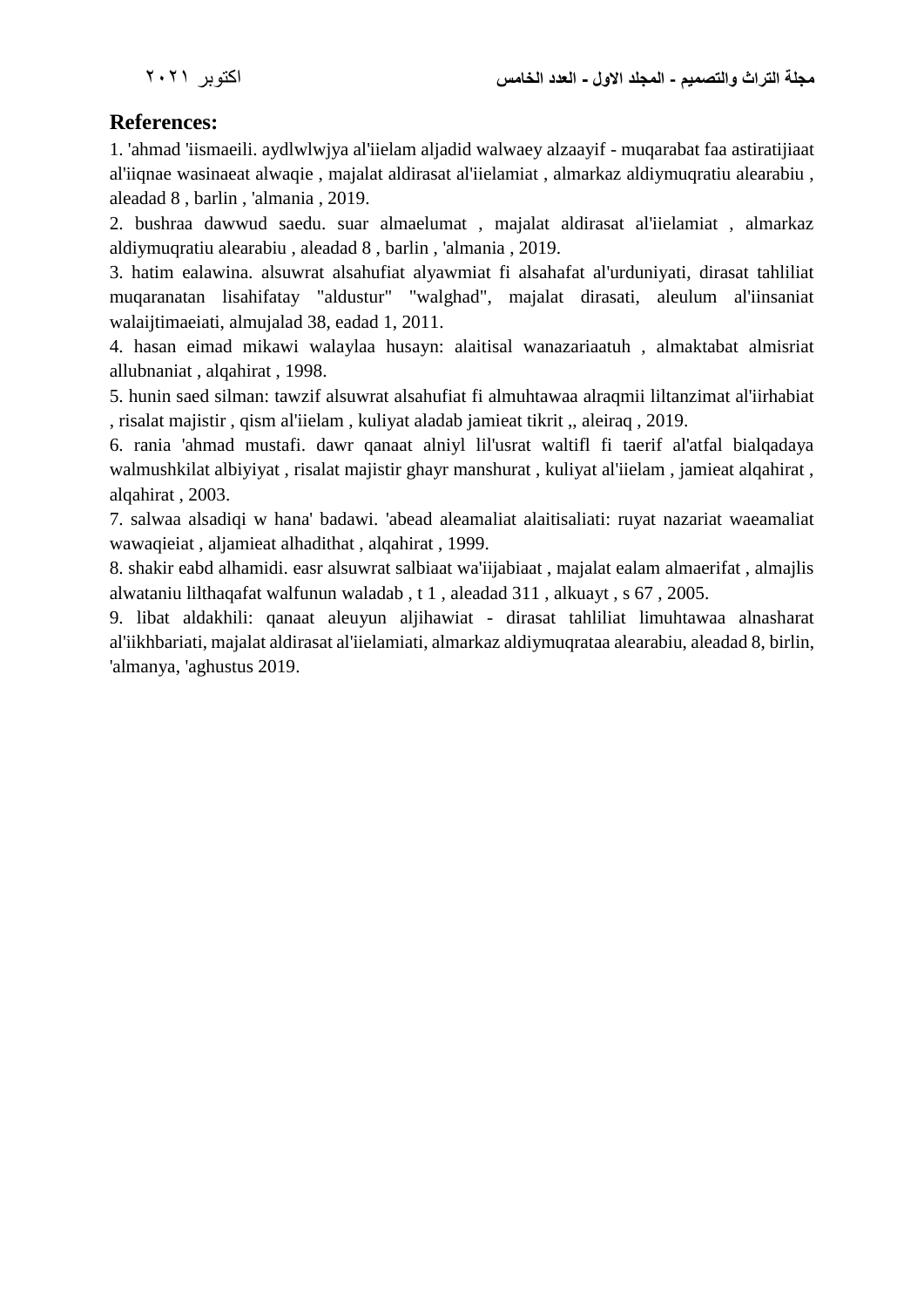## References:

1. 'ahmad 'iismaeili. aydlwlwjya al'iielam aljadid walwaey alzaayif - muqarabat faa astiratijiaat al'iiqnae wasinaeat alwaqie , majalat aldirasat al'iielamiat , almarkaz aldiymuqratiu alearabiu , aleadad 8 , barlin , 'almania , 2019.
2. bushraa dawwud saedu. suar almaelumat , majalat aldirasat al'iielamiat , almarkaz aldiymuqratiu alearabiu , aleadad 8 , barlin , 'almania , 2019.
3. hatim ealawina. alsuwrat alsahufiat alyawmiat fi alsahafat al'urduniyati, dirasat tahliliat muqaranatan lisahifatay "aldustur" "walghad", majalat dirasati, aleulum al'iinsaniat walaijtimaeiati, almujalad 38, eadad 1, 2011.
4. hasan eimad mikawi walaylaa husayn: alaitisal wanazariaatuh , almaktabat almisriat allubnaniat , alqahirat , 1998.
5. hunin saed silman: tawzif alsuwrat alsahufiat fi almuhtawaa alraqmii liltanzimat al'iirhabiat , risalat majistir , qism al'iielam , kuliyat aladab jamieat tikrit ,, aleiraq , 2019.
6. rania 'ahmad mustafi. dawr qanaat alniyl lil'usrat waltifl fi taerif al'atfal bialqadaya walmushkilat albiyiyat , risalat majistir ghayr manshurat , kuliyat al'iielam , jamieat alqahirat , alqahirat , 2003.
7. salwaa alsadiqi w hana' badawi. 'abead aleamaliat alaitisaliati: ruyat nazariat waeamaliat wawaqieiat , aljamieat alhadithat , alqahirat , 1999.
8. shakir eabd alhamidi. easr alsuwrat salbiaat wa'iijabiaat , majalat ealam almaerifat , almajlis alwataniu lilthaqafat walfunun waladab , t 1 , aleadad 311 , alkuayt , s 67 , 2005.
9. libat aldakhili: qanaat aleuyun aljihawiat - dirasat tahliliat limuhtawaa alnasharat al'iikhbariati, majalat aldirasat al'iielamiati, almarkaz aldiymuqrataa alearabiu, aleadad 8, birlin, 'almanya, 'aghustus 2019.